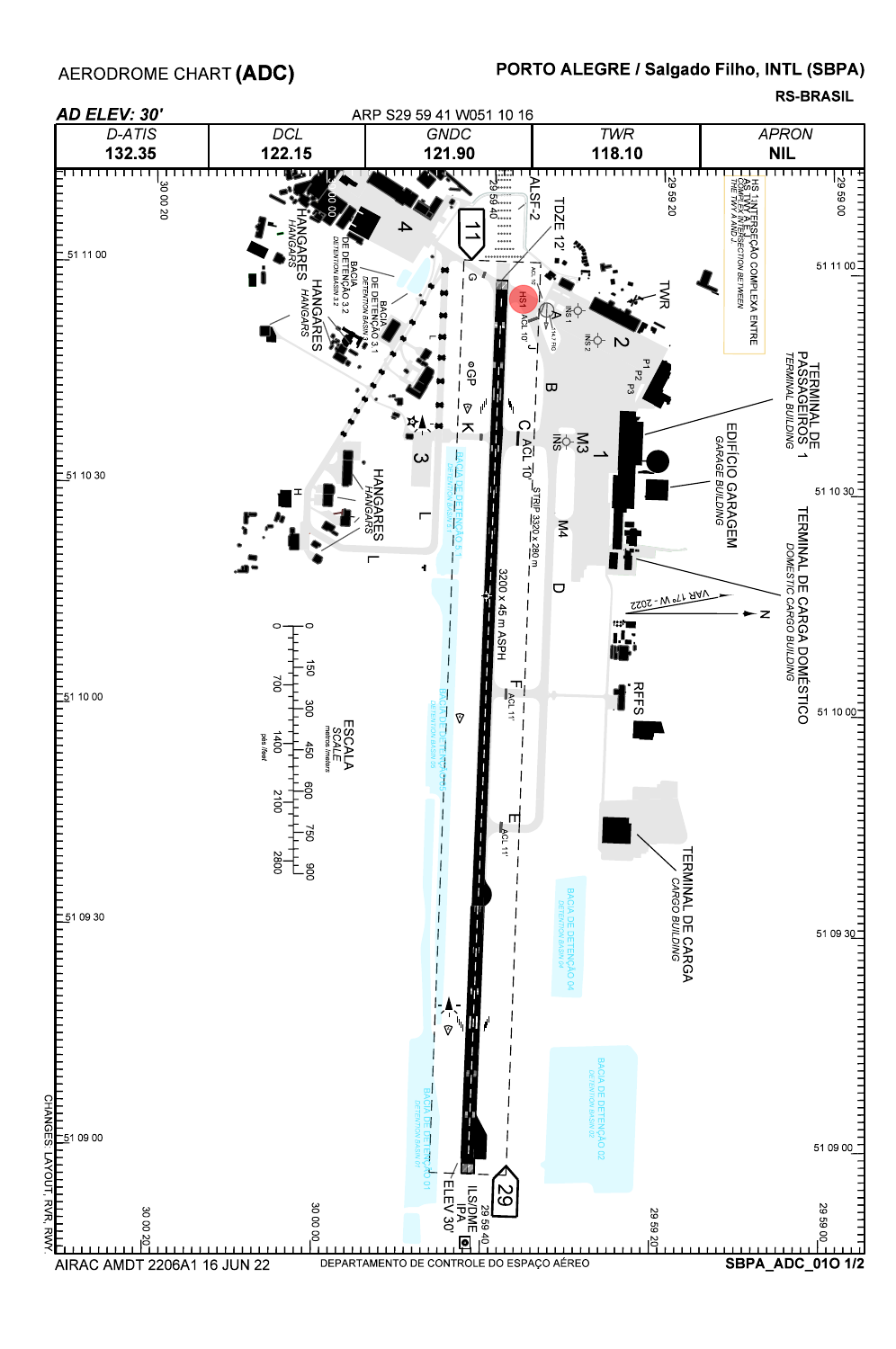# AERODROME CHART (ADC)

## PORTO ALEGRE / Salgado Filho, INTL (SBPA)

RS-BRASIL

*AD ELEV: 30'*

ARP S29 59 41 W051 10 16

| D-ATIS | DCL | GNDC | TWR | APRON |
|---|---|---|---|---|
| 132.35 | 122.15 | 121.90 | 118.10 | NIL |

HS 1 INTERSEÇÃO COMPLEXA ENTRE AS TWY A AND J
THE HS1 A COMPLEX INTERSECTION BETWEEN THE TWY A AND J

ALSF-2

TDZE 12'

11

29

3200 x 45 m ASPH

STRIP 3320 x 280 m

ILS/DME

IPA

ELEV 30'

GP

TWR

HS1

INS 1

INS 2

INS

ACL 10'

ACL 11'

A, B, C, D, E, F, G, J, K, L

M3

M4

P1, P2, P3

1, 2, 3, 4

HANGARES
HANGARS

BACIA DE DETENÇÃO 3.1
DETENTION BASIN 3.1

BACIA DE DETENÇÃO 3.2
DETENTION BASIN 3.2

BACIA DE DETENÇÃO 5.1
DETENTION BASIN 5.1

BACIA DE DETENÇÃO 05
DETENTION BASIN 05

BACIA DE DETENÇÃO 04
DETENTION BASIN 04

BACIA DE DETENÇÃO 02
DETENTION BASIN 02

BACIA DE DETENÇÃO 01
DETENTION BASIN 01

TERMINAL DE PASSAGEIROS 1
TERMINAL BUILDING

EDIFÍCIO GARAGEM
GARAGE BUILDING

TERMINAL DE CARGA DOMÉSTICO
DOMESTIC CARGO BUILDING

RFFS

TERMINAL DE CARGA
CARGO BUILDING

H

VAR 17° W - 2022

N

ESCALA
SCALE

metros/meters: 0, 150, 300, 450, 600, 750, 900

pés/feet: 0, 700, 1400, 2100, 2800

29 59 00, 29 59 20, 29 59 40, 30 00 00, 30 00 20

51 09 00, 51 09 30, 51 10 00, 51 10 30, 51 11 00

CHANGES: LAYOUT, RVR, RWY.

AIRAC AMDT 2206A1 16 JUN 22

DEPARTAMENTO DE CONTROLE DO ESPAÇO AÉREO

SBPA_ADC_01O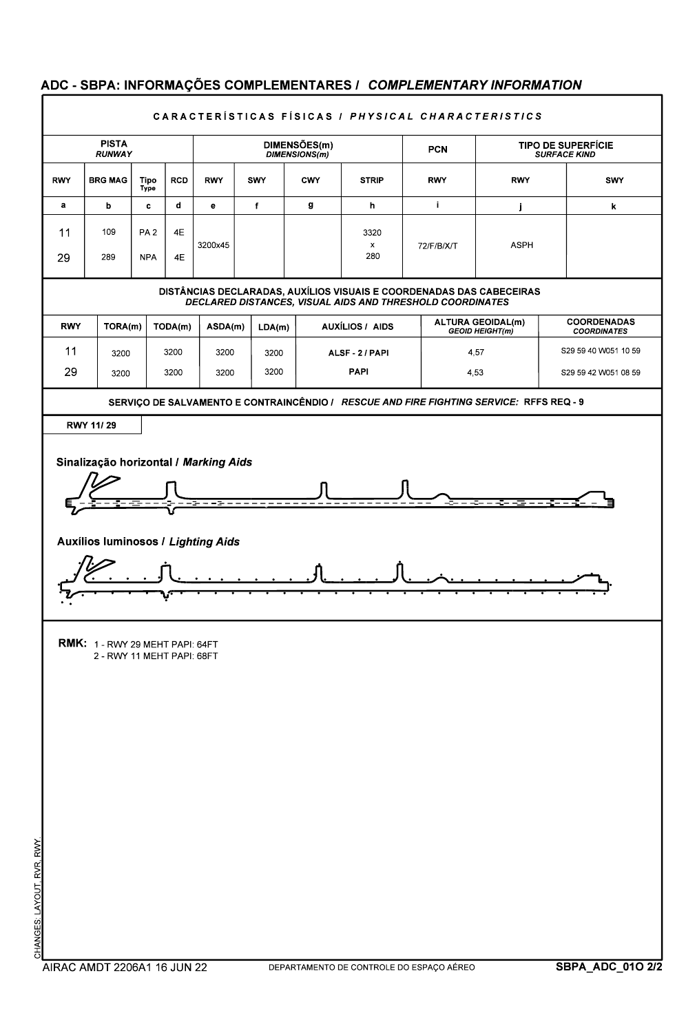## ADC - SBPA: INFORMAÇÕES COMPLEMENTARES / *COMPLEMENTARY INFORMATION*

### CARACTERÍSTICAS FÍSICAS / *PHYSICAL CHARACTERISTICS*

| PISTA *RUNWAY* | | | | DIMENSÕES(m) *DIMENSIONS(m)* | | | | PCN | TIPO DE SUPERFÍCIE *SURFACE KIND* | |
|---|---|---|---|---|---|---|---|---|---|---|
| RWY | BRG MAG | Tipo *Type* | RCD | RWY | SWY | CWY | STRIP | RWY | RWY | SWY |
| a | b | c | d | e | f | g | h | i | j | k |
| 11 | 109 | PA 2 | 4E | 3200x45 | | | 3320 x 280 | 72/F/B/X/T | ASPH | |
| 29 | 289 | NPA | 4E | | | | | | | |

### DISTÂNCIAS DECLARADAS, AUXÍLIOS VISUAIS E COORDENADAS DAS CABECEIRAS *DECLARED DISTANCES, VISUAL AIDS AND THRESHOLD COORDINATES*

| RWY | TORA(m) | TODA(m) | ASDA(m) | LDA(m) | AUXÍLIOS / AIDS | ALTURA GEOIDAL(m) *GEOID HEIGHT(m)* | COORDENADAS *COORDINATES* |
|---|---|---|---|---|---|---|---|
| 11 | 3200 | 3200 | 3200 | 3200 | ALSF - 2 / PAPI | 4,57 | S29 59 40 W051 10 59 |
| 29 | 3200 | 3200 | 3200 | 3200 | PAPI | 4,53 | S29 59 42 W051 08 59 |

**SERVIÇO DE SALVAMENTO E CONTRAINCÊNDIO /** ***RESCUE AND FIRE FIGHTING SERVICE:*** **RFFS REQ - 9**

**RWY 11/ 29**

**Sinalização horizontal /** ***Marking Aids***

**Auxílios luminosos /** ***Lighting Aids***

**RMK:** 1 - RWY 29 MEHT PAPI: 64FT
2 - RWY 11 MEHT PAPI: 68FT

CHANGES: LAYOUT, RVR, RWY.

AIRAC AMDT 2206A1 16 JUN 22

DEPARTAMENTO DE CONTROLE DO ESPAÇO AÉREO

SBPA_ADC_01O